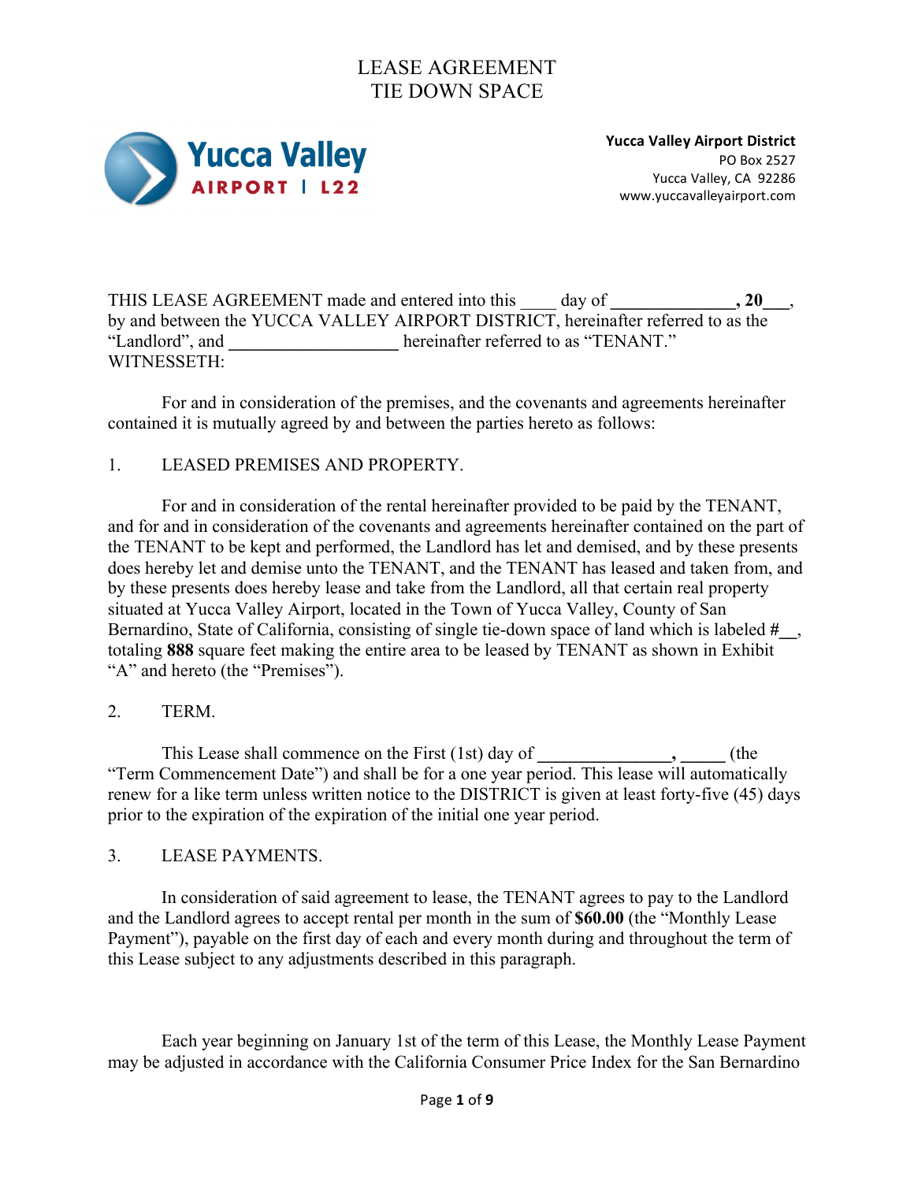# LEASE AGREEMENT
# TIE DOWN SPACE

Yucca Valley AIRPORT | L22

**Yucca Valley Airport District**
PO Box 2527
Yucca Valley, CA 92286
www.yuccavalleyairport.com

THIS LEASE AGREEMENT made and entered into this ____ day of **______________, 20___**, by and between the YUCCA VALLEY AIRPORT DISTRICT, hereinafter referred to as the "Landlord", and **___________________** hereinafter referred to as "TENANT."
WITNESSETH:

For and in consideration of the premises, and the covenants and agreements hereinafter contained it is mutually agreed by and between the parties hereto as follows:

1. LEASED PREMISES AND PROPERTY.

For and in consideration of the rental hereinafter provided to be paid by the TENANT, and for and in consideration of the covenants and agreements hereinafter contained on the part of the TENANT to be kept and performed, the Landlord has let and demised, and by these presents does hereby let and demise unto the TENANT, and the TENANT has leased and taken from, and by these presents does hereby lease and take from the Landlord, all that certain real property situated at Yucca Valley Airport, located in the Town of Yucca Valley, County of San Bernardino, State of California, consisting of single tie-down space of land which is labeled **#__**, totaling **888** square feet making the entire area to be leased by TENANT as shown in Exhibit "A" and hereto (the "Premises").

2. TERM.

This Lease shall commence on the First (1st) day of **_______________, _____** (the "Term Commencement Date") and shall be for a one year period. This lease will automatically renew for a like term unless written notice to the DISTRICT is given at least forty-five (45) days prior to the expiration of the expiration of the initial one year period.

3. LEASE PAYMENTS.

In consideration of said agreement to lease, the TENANT agrees to pay to the Landlord and the Landlord agrees to accept rental per month in the sum of **$60.00** (the "Monthly Lease Payment"), payable on the first day of each and every month during and throughout the term of this Lease subject to any adjustments described in this paragraph.

Each year beginning on January 1st of the term of this Lease, the Monthly Lease Payment may be adjusted in accordance with the California Consumer Price Index for the San Bernardino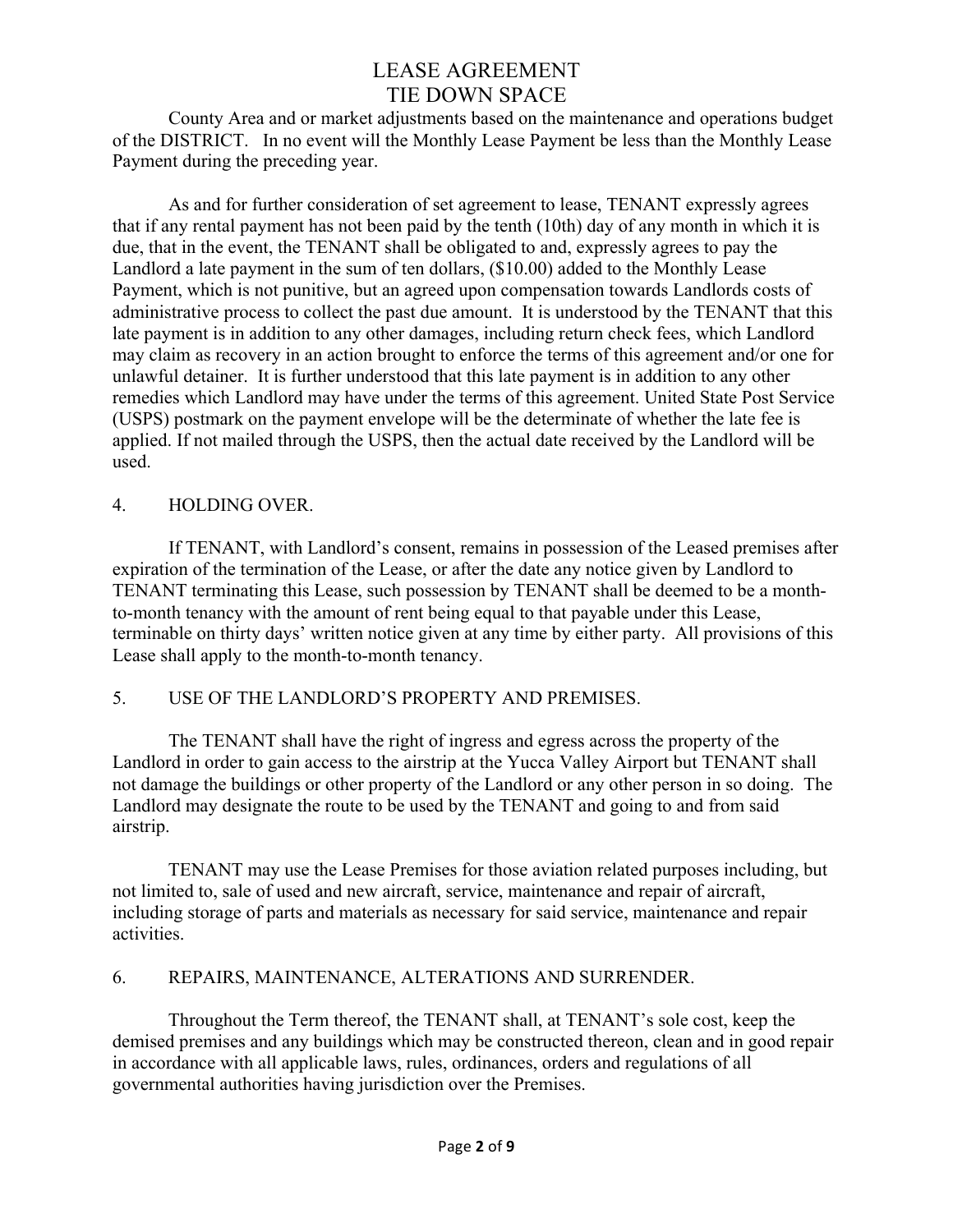# LEASE AGREEMENT
# TIE DOWN SPACE

County Area and or market adjustments based on the maintenance and operations budget of the DISTRICT. In no event will the Monthly Lease Payment be less than the Monthly Lease Payment during the preceding year.

As and for further consideration of set agreement to lease, TENANT expressly agrees that if any rental payment has not been paid by the tenth (10th) day of any month in which it is due, that in the event, the TENANT shall be obligated to and, expressly agrees to pay the Landlord a late payment in the sum of ten dollars, ($10.00) added to the Monthly Lease Payment, which is not punitive, but an agreed upon compensation towards Landlords costs of administrative process to collect the past due amount. It is understood by the TENANT that this late payment is in addition to any other damages, including return check fees, which Landlord may claim as recovery in an action brought to enforce the terms of this agreement and/or one for unlawful detainer. It is further understood that this late payment is in addition to any other remedies which Landlord may have under the terms of this agreement. United State Post Service (USPS) postmark on the payment envelope will be the determinate of whether the late fee is applied. If not mailed through the USPS, then the actual date received by the Landlord will be used.

4. HOLDING OVER.

If TENANT, with Landlord's consent, remains in possession of the Leased premises after expiration of the termination of the Lease, or after the date any notice given by Landlord to TENANT terminating this Lease, such possession by TENANT shall be deemed to be a month-to-month tenancy with the amount of rent being equal to that payable under this Lease, terminable on thirty days' written notice given at any time by either party. All provisions of this Lease shall apply to the month-to-month tenancy.

5. USE OF THE LANDLORD'S PROPERTY AND PREMISES.

The TENANT shall have the right of ingress and egress across the property of the Landlord in order to gain access to the airstrip at the Yucca Valley Airport but TENANT shall not damage the buildings or other property of the Landlord or any other person in so doing. The Landlord may designate the route to be used by the TENANT and going to and from said airstrip.

TENANT may use the Lease Premises for those aviation related purposes including, but not limited to, sale of used and new aircraft, service, maintenance and repair of aircraft, including storage of parts and materials as necessary for said service, maintenance and repair activities.

6. REPAIRS, MAINTENANCE, ALTERATIONS AND SURRENDER.

Throughout the Term thereof, the TENANT shall, at TENANT's sole cost, keep the demised premises and any buildings which may be constructed thereon, clean and in good repair in accordance with all applicable laws, rules, ordinances, orders and regulations of all governmental authorities having jurisdiction over the Premises.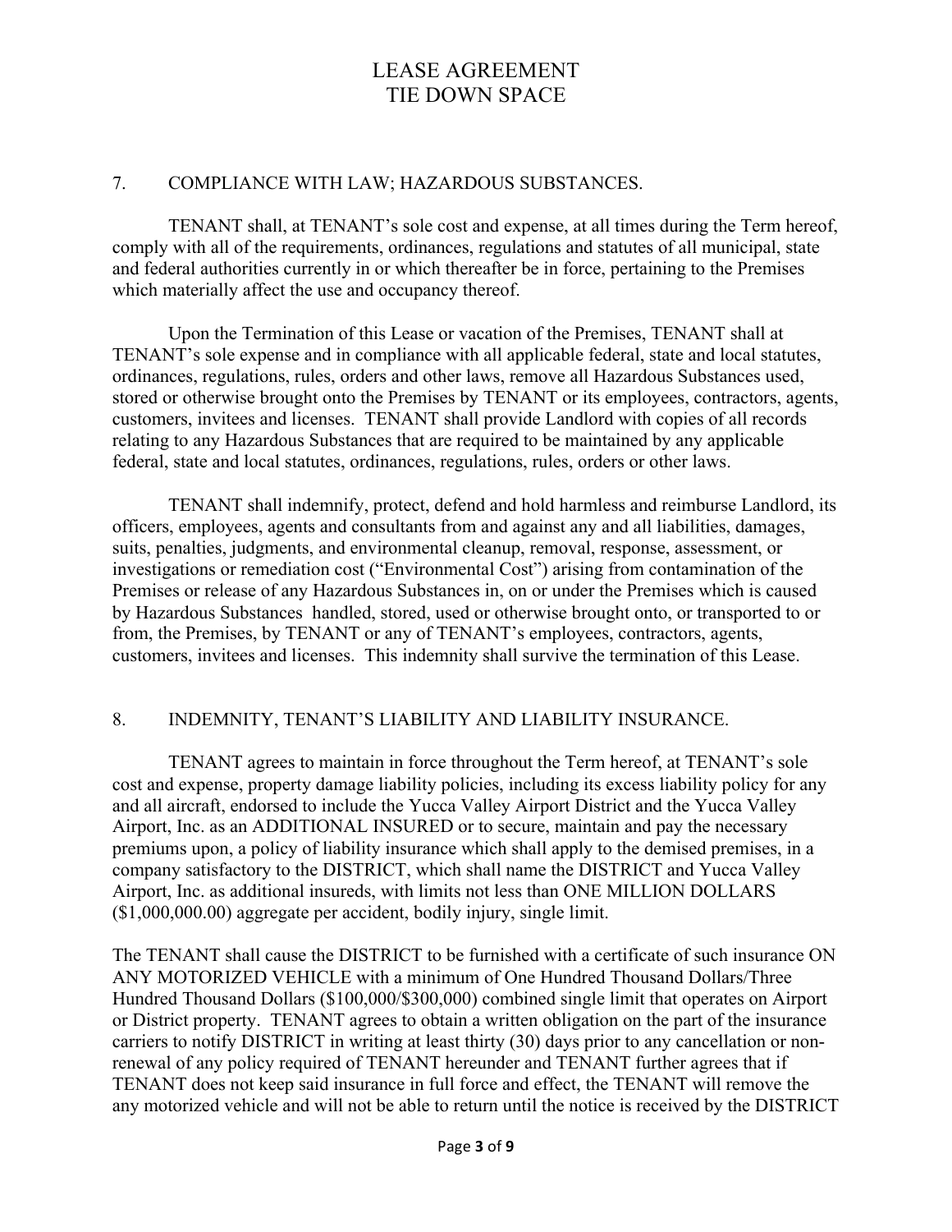# LEASE AGREEMENT
# TIE DOWN SPACE

## 7. COMPLIANCE WITH LAW; HAZARDOUS SUBSTANCES.

TENANT shall, at TENANT's sole cost and expense, at all times during the Term hereof, comply with all of the requirements, ordinances, regulations and statutes of all municipal, state and federal authorities currently in or which thereafter be in force, pertaining to the Premises which materially affect the use and occupancy thereof.

Upon the Termination of this Lease or vacation of the Premises, TENANT shall at TENANT's sole expense and in compliance with all applicable federal, state and local statutes, ordinances, regulations, rules, orders and other laws, remove all Hazardous Substances used, stored or otherwise brought onto the Premises by TENANT or its employees, contractors, agents, customers, invitees and licenses. TENANT shall provide Landlord with copies of all records relating to any Hazardous Substances that are required to be maintained by any applicable federal, state and local statutes, ordinances, regulations, rules, orders or other laws.

TENANT shall indemnify, protect, defend and hold harmless and reimburse Landlord, its officers, employees, agents and consultants from and against any and all liabilities, damages, suits, penalties, judgments, and environmental cleanup, removal, response, assessment, or investigations or remediation cost ("Environmental Cost") arising from contamination of the Premises or release of any Hazardous Substances in, on or under the Premises which is caused by Hazardous Substances handled, stored, used or otherwise brought onto, or transported to or from, the Premises, by TENANT or any of TENANT's employees, contractors, agents, customers, invitees and licenses. This indemnity shall survive the termination of this Lease.

## 8. INDEMNITY, TENANT'S LIABILITY AND LIABILITY INSURANCE.

TENANT agrees to maintain in force throughout the Term hereof, at TENANT's sole cost and expense, property damage liability policies, including its excess liability policy for any and all aircraft, endorsed to include the Yucca Valley Airport District and the Yucca Valley Airport, Inc. as an ADDITIONAL INSURED or to secure, maintain and pay the necessary premiums upon, a policy of liability insurance which shall apply to the demised premises, in a company satisfactory to the DISTRICT, which shall name the DISTRICT and Yucca Valley Airport, Inc. as additional insureds, with limits not less than ONE MILLION DOLLARS ($1,000,000.00) aggregate per accident, bodily injury, single limit.

The TENANT shall cause the DISTRICT to be furnished with a certificate of such insurance ON ANY MOTORIZED VEHICLE with a minimum of One Hundred Thousand Dollars/Three Hundred Thousand Dollars ($100,000/$300,000) combined single limit that operates on Airport or District property. TENANT agrees to obtain a written obligation on the part of the insurance carriers to notify DISTRICT in writing at least thirty (30) days prior to any cancellation or non-renewal of any policy required of TENANT hereunder and TENANT further agrees that if TENANT does not keep said insurance in full force and effect, the TENANT will remove the any motorized vehicle and will not be able to return until the notice is received by the DISTRICT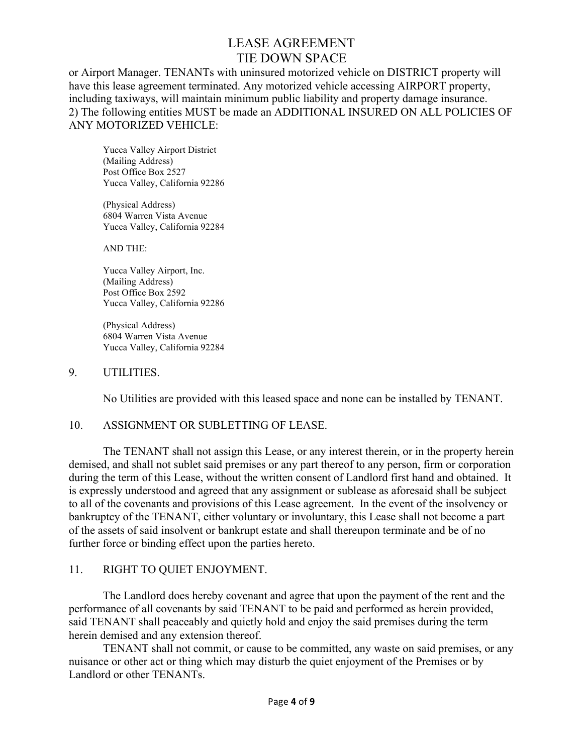or Airport Manager. TENANTs with uninsured motorized vehicle on DISTRICT property will have this lease agreement terminated. Any motorized vehicle accessing AIRPORT property, including taxiways, will maintain minimum public liability and property damage insurance.
2) The following entities MUST be made an ADDITIONAL INSURED ON ALL POLICIES OF ANY MOTORIZED VEHICLE:

Yucca Valley Airport District
(Mailing Address)
Post Office Box 2527
Yucca Valley, California 92286

(Physical Address)
6804 Warren Vista Avenue
Yucca Valley, California 92284

AND THE:

Yucca Valley Airport, Inc.
(Mailing Address)
Post Office Box 2592
Yucca Valley, California 92286

(Physical Address)
6804 Warren Vista Avenue
Yucca Valley, California 92284

## 9. UTILITIES.

No Utilities are provided with this leased space and none can be installed by TENANT.

## 10. ASSIGNMENT OR SUBLETTING OF LEASE.

The TENANT shall not assign this Lease, or any interest therein, or in the property herein demised, and shall not sublet said premises or any part thereof to any person, firm or corporation during the term of this Lease, without the written consent of Landlord first hand and obtained. It is expressly understood and agreed that any assignment or sublease as aforesaid shall be subject to all of the covenants and provisions of this Lease agreement. In the event of the insolvency or bankruptcy of the TENANT, either voluntary or involuntary, this Lease shall not become a part of the assets of said insolvent or bankrupt estate and shall thereupon terminate and be of no further force or binding effect upon the parties hereto.

## 11. RIGHT TO QUIET ENJOYMENT.

The Landlord does hereby covenant and agree that upon the payment of the rent and the performance of all covenants by said TENANT to be paid and performed as herein provided, said TENANT shall peaceably and quietly hold and enjoy the said premises during the term herein demised and any extension thereof.

TENANT shall not commit, or cause to be committed, any waste on said premises, or any nuisance or other act or thing which may disturb the quiet enjoyment of the Premises or by Landlord or other TENANTs.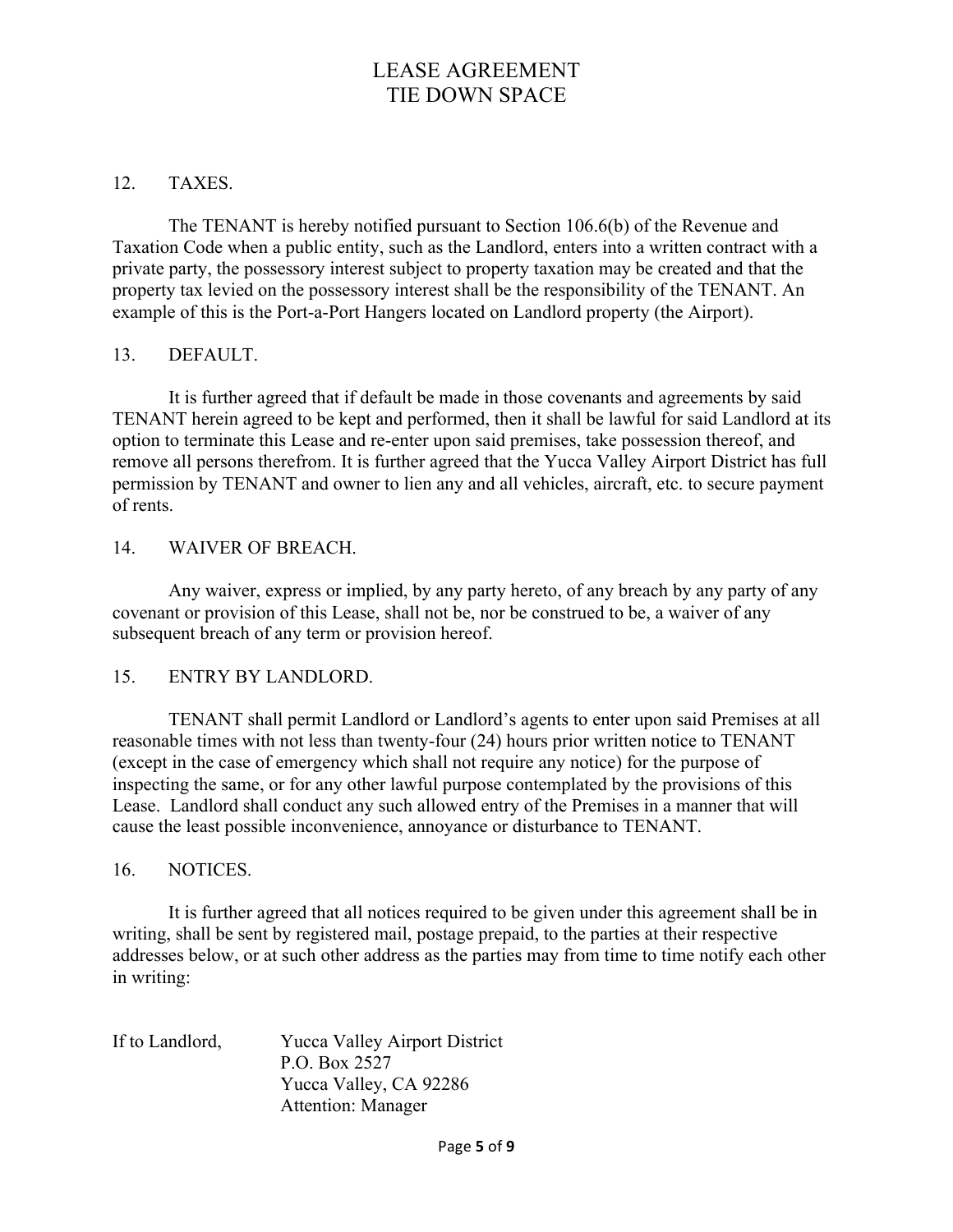# LEASE AGREEMENT
# TIE DOWN SPACE

12. TAXES.

The TENANT is hereby notified pursuant to Section 106.6(b) of the Revenue and Taxation Code when a public entity, such as the Landlord, enters into a written contract with a private party, the possessory interest subject to property taxation may be created and that the property tax levied on the possessory interest shall be the responsibility of the TENANT. An example of this is the Port-a-Port Hangers located on Landlord property (the Airport).

13. DEFAULT.

It is further agreed that if default be made in those covenants and agreements by said TENANT herein agreed to be kept and performed, then it shall be lawful for said Landlord at its option to terminate this Lease and re-enter upon said premises, take possession thereof, and remove all persons therefrom. It is further agreed that the Yucca Valley Airport District has full permission by TENANT and owner to lien any and all vehicles, aircraft, etc. to secure payment of rents.

14. WAIVER OF BREACH.

Any waiver, express or implied, by any party hereto, of any breach by any party of any covenant or provision of this Lease, shall not be, nor be construed to be, a waiver of any subsequent breach of any term or provision hereof.

15. ENTRY BY LANDLORD.

TENANT shall permit Landlord or Landlord's agents to enter upon said Premises at all reasonable times with not less than twenty-four (24) hours prior written notice to TENANT (except in the case of emergency which shall not require any notice) for the purpose of inspecting the same, or for any other lawful purpose contemplated by the provisions of this Lease. Landlord shall conduct any such allowed entry of the Premises in a manner that will cause the least possible inconvenience, annoyance or disturbance to TENANT.

16. NOTICES.

It is further agreed that all notices required to be given under this agreement shall be in writing, shall be sent by registered mail, postage prepaid, to the parties at their respective addresses below, or at such other address as the parties may from time to time notify each other in writing:

If to Landlord,
Yucca Valley Airport District
P.O. Box 2527
Yucca Valley, CA 92286
Attention: Manager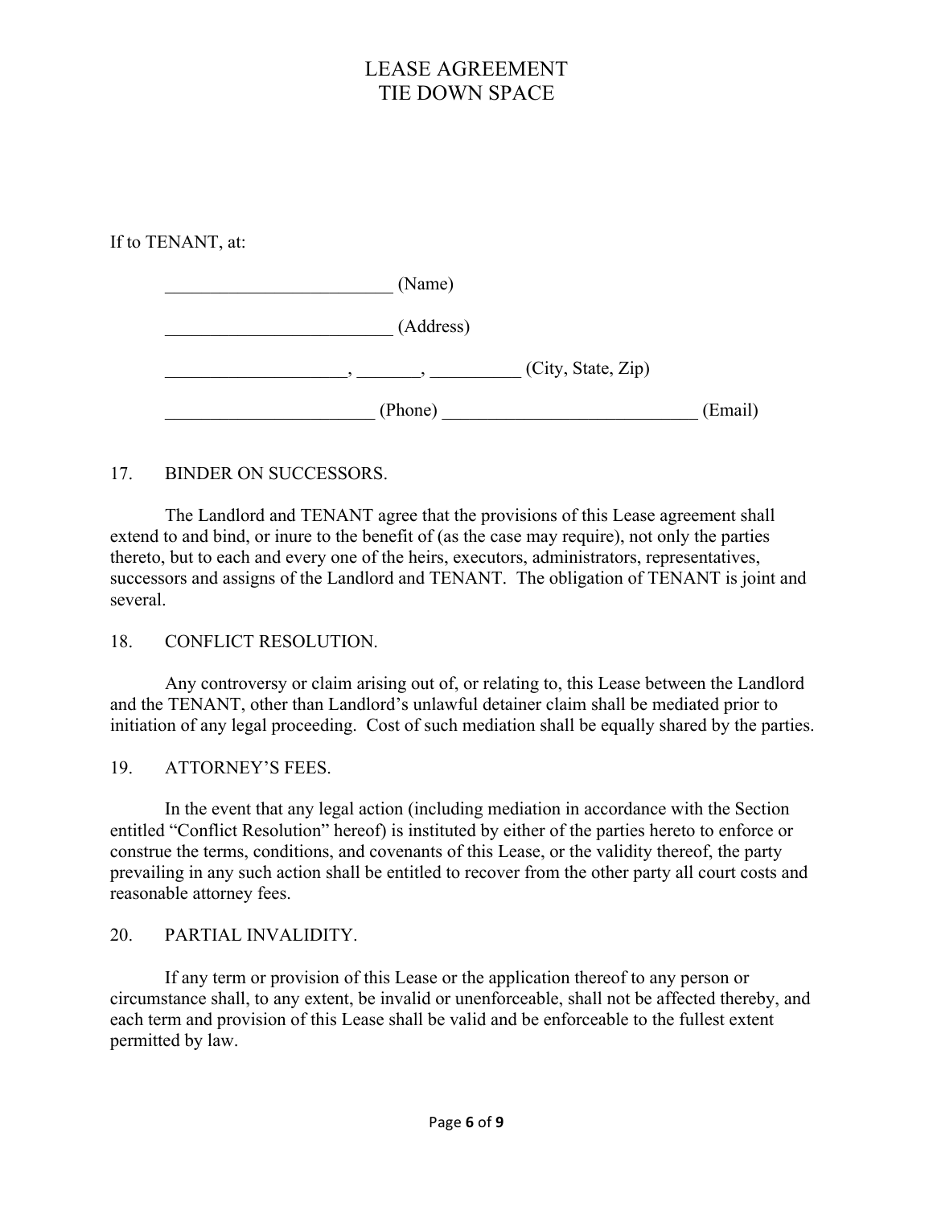If to TENANT, at:

_________________________ (Name)

_________________________ (Address)

____________________, _______, __________ (City, State, Zip)

_______________________ (Phone) ____________________________ (Email)

17. BINDER ON SUCCESSORS.

The Landlord and TENANT agree that the provisions of this Lease agreement shall extend to and bind, or inure to the benefit of (as the case may require), not only the parties thereto, but to each and every one of the heirs, executors, administrators, representatives, successors and assigns of the Landlord and TENANT. The obligation of TENANT is joint and several.

18. CONFLICT RESOLUTION.

Any controversy or claim arising out of, or relating to, this Lease between the Landlord and the TENANT, other than Landlord's unlawful detainer claim shall be mediated prior to initiation of any legal proceeding. Cost of such mediation shall be equally shared by the parties.

19. ATTORNEY'S FEES.

In the event that any legal action (including mediation in accordance with the Section entitled "Conflict Resolution" hereof) is instituted by either of the parties hereto to enforce or construe the terms, conditions, and covenants of this Lease, or the validity thereof, the party prevailing in any such action shall be entitled to recover from the other party all court costs and reasonable attorney fees.

20. PARTIAL INVALIDITY.

If any term or provision of this Lease or the application thereof to any person or circumstance shall, to any extent, be invalid or unenforceable, shall not be affected thereby, and each term and provision of this Lease shall be valid and be enforceable to the fullest extent permitted by law.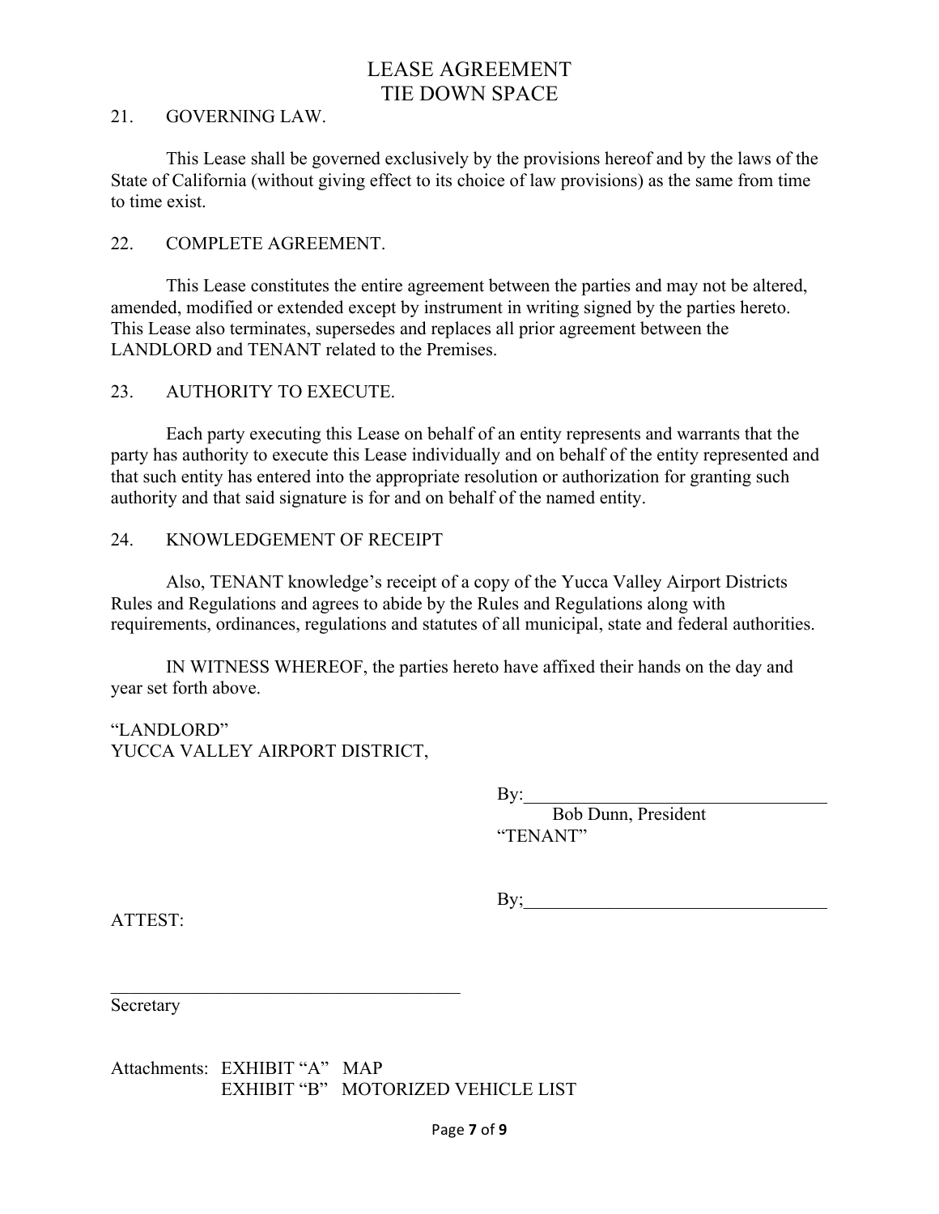# LEASE AGREEMENT
# TIE DOWN SPACE

21. GOVERNING LAW.

This Lease shall be governed exclusively by the provisions hereof and by the laws of the State of California (without giving effect to its choice of law provisions) as the same from time to time exist.

22. COMPLETE AGREEMENT.

This Lease constitutes the entire agreement between the parties and may not be altered, amended, modified or extended except by instrument in writing signed by the parties hereto. This Lease also terminates, supersedes and replaces all prior agreement between the LANDLORD and TENANT related to the Premises.

23. AUTHORITY TO EXECUTE.

Each party executing this Lease on behalf of an entity represents and warrants that the party has authority to execute this Lease individually and on behalf of the entity represented and that such entity has entered into the appropriate resolution or authorization for granting such authority and that said signature is for and on behalf of the named entity.

24. KNOWLEDGEMENT OF RECEIPT

Also, TENANT knowledge's receipt of a copy of the Yucca Valley Airport Districts Rules and Regulations and agrees to abide by the Rules and Regulations along with requirements, ordinances, regulations and statutes of all municipal, state and federal authorities.

IN WITNESS WHEREOF, the parties hereto have affixed their hands on the day and year set forth above.

"LANDLORD"
YUCCA VALLEY AIRPORT DISTRICT,

By:_________________________________
Bob Dunn, President

"TENANT"

By;_________________________________

ATTEST:

_________________________________________
Secretary

Attachments: EXHIBIT "A" MAP
EXHIBIT "B" MOTORIZED VEHICLE LIST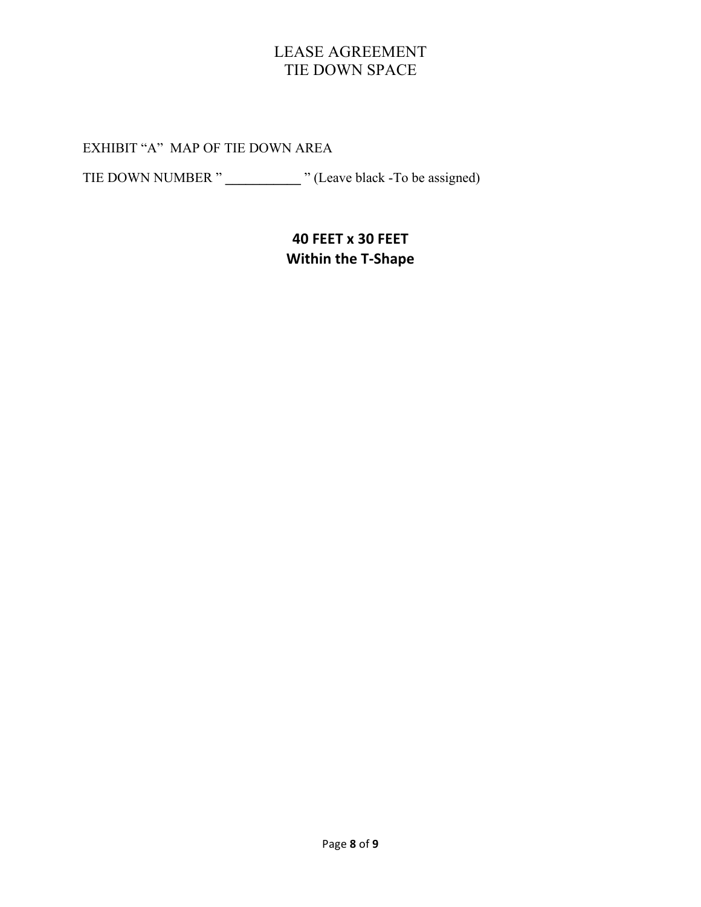# LEASE AGREEMENT
# TIE DOWN SPACE

EXHIBIT "A" MAP OF TIE DOWN AREA

TIE DOWN NUMBER " ___________ " (Leave black -To be assigned)

**40 FEET x 30 FEET**
**Within the T-Shape**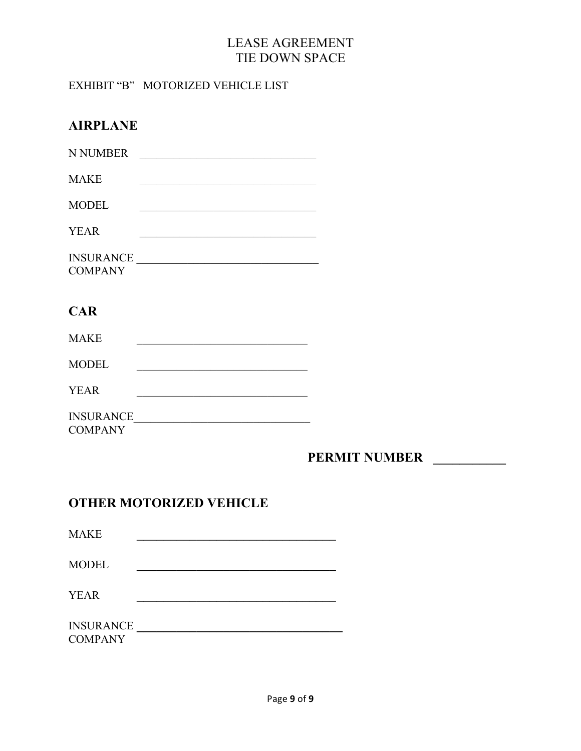# LEASE AGREEMENT
# TIE DOWN SPACE

EXHIBIT "B" MOTORIZED VEHICLE LIST

## AIRPLANE

N NUMBER ______________________________

MAKE ______________________________

MODEL ______________________________

YEAR ______________________________

INSURANCE COMPANY ______________________________

## CAR

MAKE ______________________________

MODEL ______________________________

YEAR ______________________________

INSURANCE COMPANY ______________________________

**PERMIT NUMBER ___________**

## OTHER MOTORIZED VEHICLE

MAKE ______________________________

MODEL ______________________________

YEAR ______________________________

INSURANCE COMPANY ______________________________